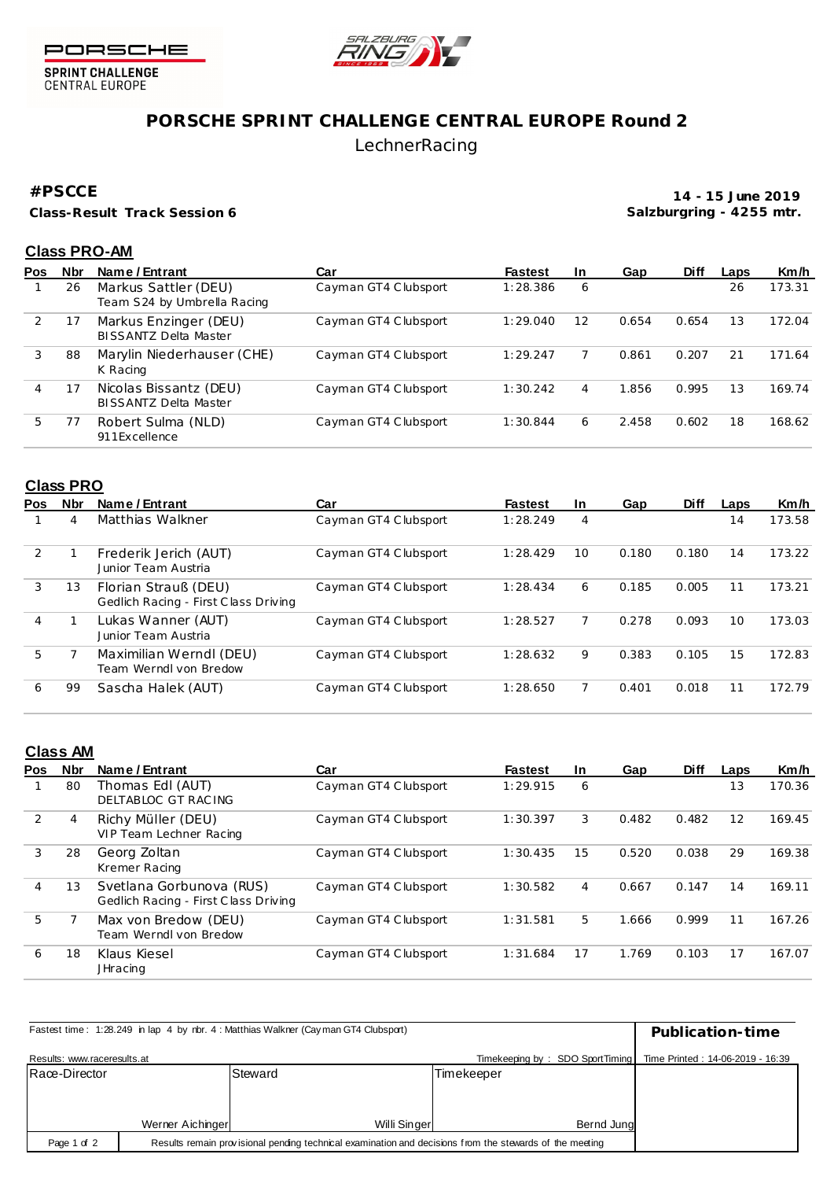# PORSCHE SPRINT CHALLENGE CENTRAL EUROPE Round 2

LechnerRacing

**#PSCCE**

**Class-Result Track Session 6**

**14 - 15 June 2019**
**Salzburgring - 4255 mtr.**

## Class PRO-AM

| Pos | Nbr | Name / Entrant | Car | Fastest | In | Gap | Diff | Laps | Km/h |
|---|---|---|---|---|---|---|---|---|---|
| 1 | 26 | Markus Sattler (DEU)<br>Team S24 by Umbrella Racing | Cayman GT4 Clubsport | 1:28.386 | 6 | | | 26 | 173.31 |
| 2 | 17 | Markus Enzinger (DEU)<br>BISSANTZ Delta Master | Cayman GT4 Clubsport | 1:29.040 | 12 | 0.654 | 0.654 | 13 | 172.04 |
| 3 | 88 | Marylin Niederhauser (CHE)<br>K Racing | Cayman GT4 Clubsport | 1:29.247 | 7 | 0.861 | 0.207 | 21 | 171.64 |
| 4 | 17 | Nicolas Bissantz (DEU)<br>BISSANTZ Delta Master | Cayman GT4 Clubsport | 1:30.242 | 4 | 1.856 | 0.995 | 13 | 169.74 |
| 5 | 77 | Robert Sulma (NLD)<br>911Excellence | Cayman GT4 Clubsport | 1:30.844 | 6 | 2.458 | 0.602 | 18 | 168.62 |

## Class PRO

| Pos | Nbr | Name / Entrant | Car | Fastest | In | Gap | Diff | Laps | Km/h |
|---|---|---|---|---|---|---|---|---|---|
| 1 | 4 | Matthias Walkner | Cayman GT4 Clubsport | 1:28.249 | 4 | | | 14 | 173.58 |
| 2 | 1 | Frederik Jerich (AUT)<br>Junior Team Austria | Cayman GT4 Clubsport | 1:28.429 | 10 | 0.180 | 0.180 | 14 | 173.22 |
| 3 | 13 | Florian Strauß (DEU)<br>Gedlich Racing - First Class Driving | Cayman GT4 Clubsport | 1:28.434 | 6 | 0.185 | 0.005 | 11 | 173.21 |
| 4 | 1 | Lukas Wanner (AUT)<br>Junior Team Austria | Cayman GT4 Clubsport | 1:28.527 | 7 | 0.278 | 0.093 | 10 | 173.03 |
| 5 | 7 | Maximilian Werndl (DEU)<br>Team Werndl von Bredow | Cayman GT4 Clubsport | 1:28.632 | 9 | 0.383 | 0.105 | 15 | 172.83 |
| 6 | 99 | Sascha Halek (AUT) | Cayman GT4 Clubsport | 1:28.650 | 7 | 0.401 | 0.018 | 11 | 172.79 |

## Class AM

| Pos | Nbr | Name / Entrant | Car | Fastest | In | Gap | Diff | Laps | Km/h |
|---|---|---|---|---|---|---|---|---|---|
| 1 | 80 | Thomas Edl (AUT)<br>DELTABLOC GT RACING | Cayman GT4 Clubsport | 1:29.915 | 6 | | | 13 | 170.36 |
| 2 | 4 | Richy Müller (DEU)<br>VIP Team Lechner Racing | Cayman GT4 Clubsport | 1:30.397 | 3 | 0.482 | 0.482 | 12 | 169.45 |
| 3 | 28 | Georg Zoltan<br>Kremer Racing | Cayman GT4 Clubsport | 1:30.435 | 15 | 0.520 | 0.038 | 29 | 169.38 |
| 4 | 13 | Svetlana Gorbunova (RUS)<br>Gedlich Racing - First Class Driving | Cayman GT4 Clubsport | 1:30.582 | 4 | 0.667 | 0.147 | 14 | 169.11 |
| 5 | 7 | Max von Bredow (DEU)<br>Team Werndl von Bredow | Cayman GT4 Clubsport | 1:31.581 | 5 | 1.666 | 0.999 | 11 | 167.26 |
| 6 | 18 | Klaus Kiesel<br>JHracing | Cayman GT4 Clubsport | 1:31.684 | 17 | 1.769 | 0.103 | 17 | 167.07 |

Fastest time : 1:28.249 in lap 4 by nbr. 4 : Matthias Walkner (Cayman GT4 Clubsport)

**Publication-time**

Results: www.raceresults.at

Timekeeping by : SDO SportTiming

Time Printed : 14-06-2019 - 16:39

| Race-Director | Steward | Timekeeper |
|---|---|---|
| Werner Aichinger | Willi Singer | Bernd Jung |

Results remain provisional pending technical examination and decisions from the stewards of the meeting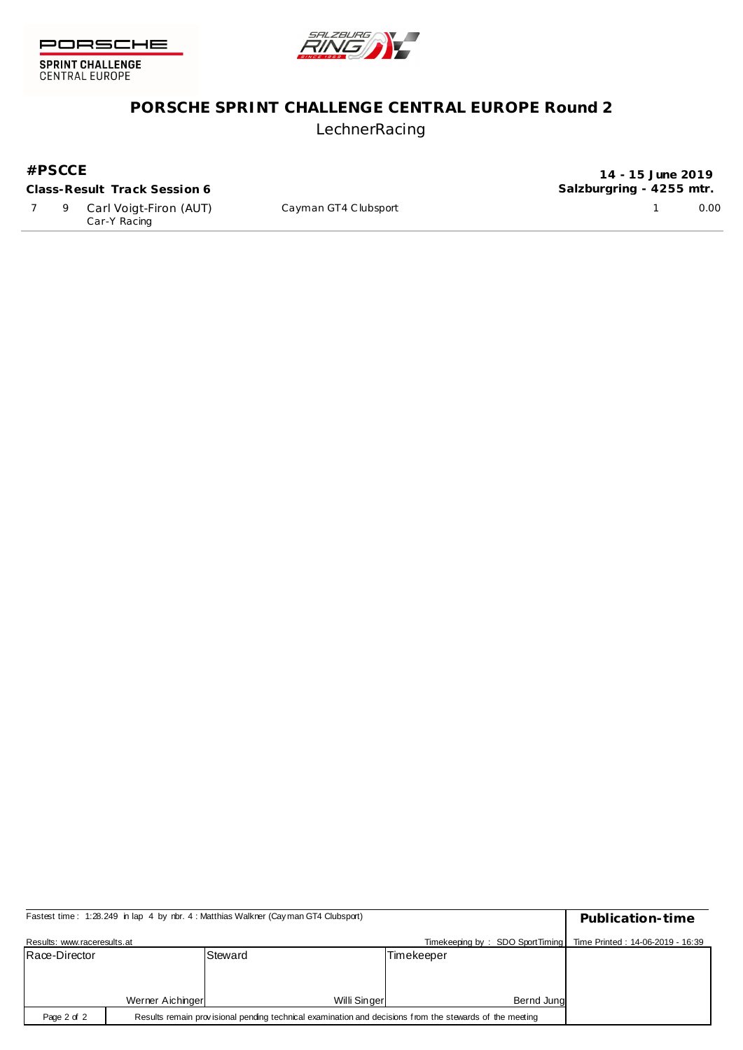PORSCHE SPRINT CHALLENGE CENTRAL EUROPE

# PORSCHE SPRINT CHALLENGE CENTRAL EUROPE Round 2

LechnerRacing

## #PSCCE

**Class-Result Track Session 6**

**14 - 15 June 2019**
**Salzburgring - 4255 mtr.**

| | | | | | |
|---|---|---|---|---|---|
| 7 | 9 | Carl Voigt-Firon (AUT) Car-Y Racing | Cayman GT4 Clubsport | 1 | 0.00 |

Fastest time : 1:28.249 in lap 4 by nbr. 4 : Matthias Walkner (Cayman GT4 Clubsport)

**Publication-time**

Results: www.raceresults.at

Timekeeping by : SDO SportTiming

Time Printed : 14-06-2019 - 16:39

| Race-Director | Steward | Timekeeper |
|---|---|---|
| Werner Aichinger | Willi Singer | Bernd Jung |

Results remain provisional pending technical examination and decisions from the stewards of the meeting